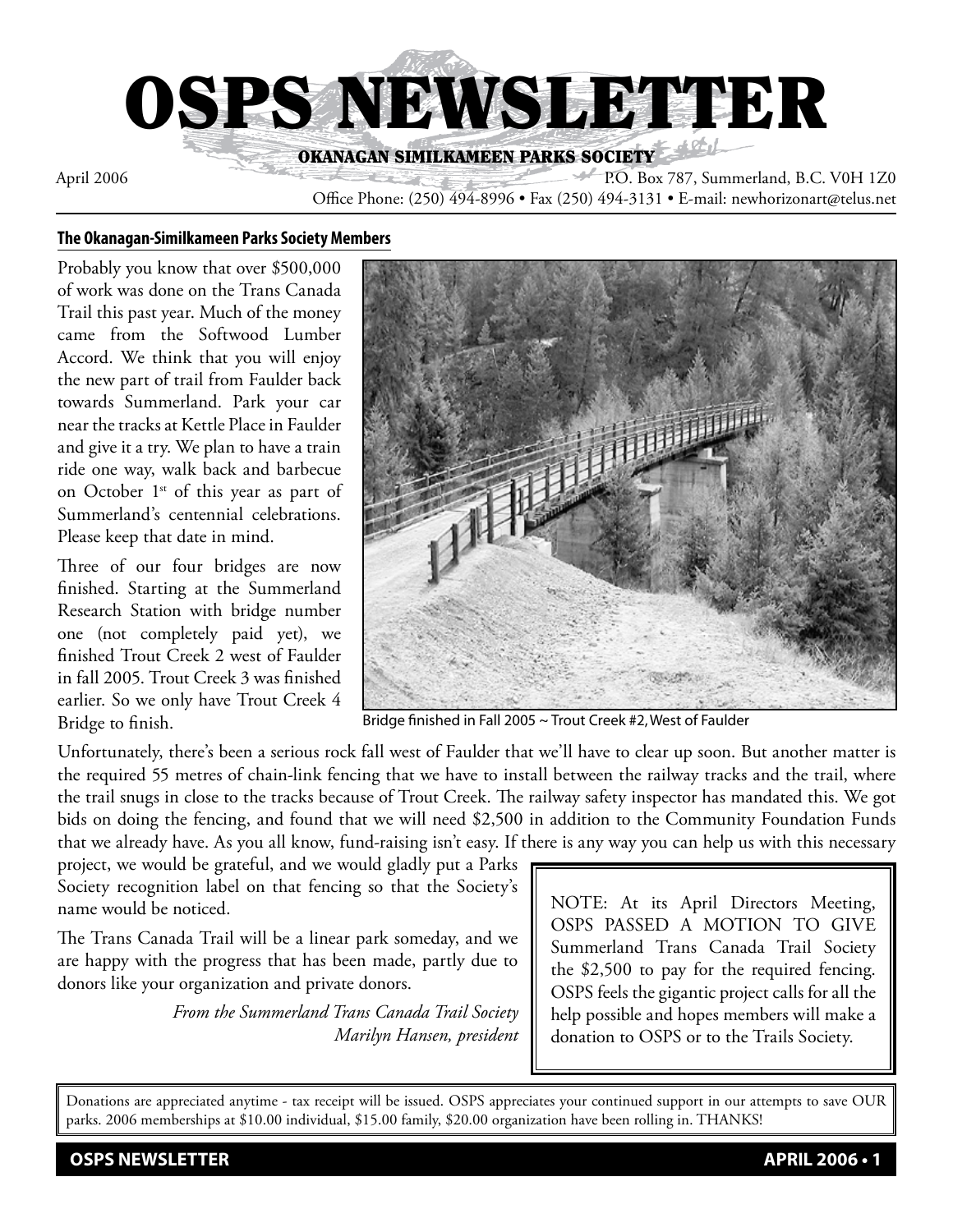# OSPS NEWSLETTER

OKANAGAN SIMILKAMEEN PARKS SOCIETY

April 2006

P.O. Box 787, Summerland, B.C. V0H 1Z0

Office Phone: (250) 494-8996 • Fax (250) 494-3131 • E-mail: newhorizonart@telus.net

**The Okanagan-Similkameen Parks Society Members**

Probably you know that over $500,000 of work was done on the Trans Canada Trail this past year. Much of the money came from the Softwood Lumber Accord. We think that you will enjoy the new part of trail from Faulder back towards Summerland. Park your car near the tracks at Kettle Place in Faulder and give it a try. We plan to have a train ride one way, walk back and barbecue on October 1st of this year as part of Summerland's centennial celebrations. Please keep that date in mind.

Three of our four bridges are now finished. Starting at the Summerland Research Station with bridge number one (not completely paid yet), we finished Trout Creek 2 west of Faulder in fall 2005. Trout Creek 3 was finished earlier. So we only have Trout Creek 4 Bridge to finish.

Bridge finished in Fall 2005 ~ Trout Creek #2, West of Faulder

Unfortunately, there's been a serious rock fall west of Faulder that we'll have to clear up soon. But another matter is the required 55 metres of chain-link fencing that we have to install between the railway tracks and the trail, where the trail snugs in close to the tracks because of Trout Creek. The railway safety inspector has mandated this. We got bids on doing the fencing, and found that we will need $2,500 in addition to the Community Foundation Funds that we already have. As you all know, fund-raising isn't easy. If there is any way you can help us with this necessary project, we would be grateful, and we would gladly put a Parks Society recognition label on that fencing so that the Society's name would be noticed.

The Trans Canada Trail will be a linear park someday, and we are happy with the progress that has been made, partly due to donors like your organization and private donors.

*From the Summerland Trans Canada Trail Society*
*Marilyn Hansen, president*

NOTE: At its April Directors Meeting, OSPS PASSED A MOTION TO GIVE Summerland Trans Canada Trail Society the $2,500 to pay for the required fencing. OSPS feels the gigantic project calls for all the help possible and hopes members will make a donation to OSPS or to the Trails Society.

Donations are appreciated anytime - tax receipt will be issued. OSPS appreciates your continued support in our attempts to save OUR parks. 2006 memberships at $10.00 individual, $15.00 family, $20.00 organization have been rolling in. THANKS!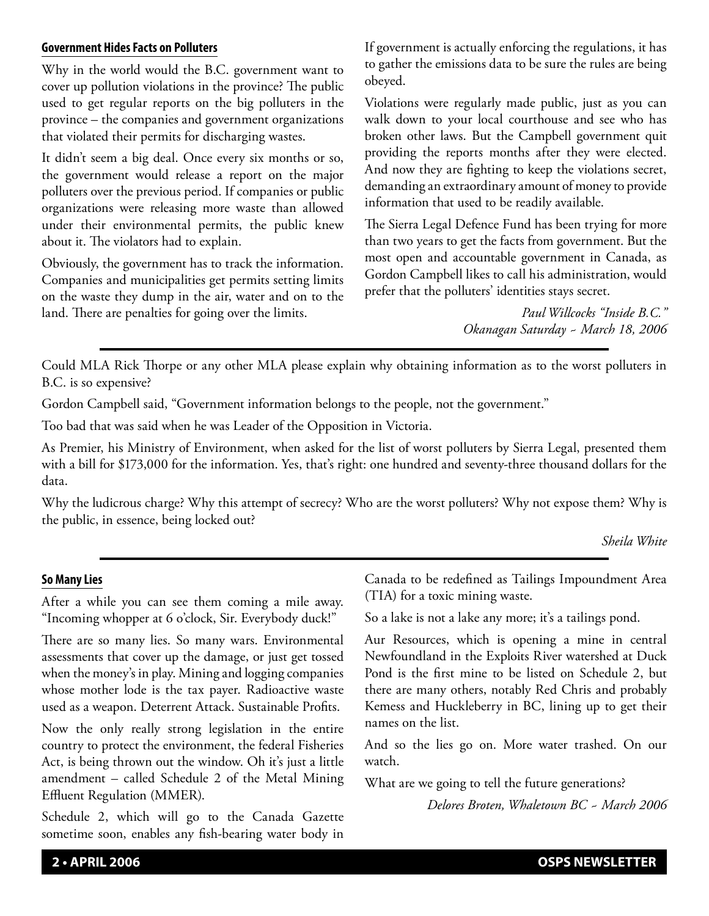## Government Hides Facts on Polluters

Why in the world would the B.C. government want to cover up pollution violations in the province? The public used to get regular reports on the big polluters in the province – the companies and government organizations that violated their permits for discharging wastes.

It didn't seem a big deal. Once every six months or so, the government would release a report on the major polluters over the previous period. If companies or public organizations were releasing more waste than allowed under their environmental permits, the public knew about it. The violators had to explain.

Obviously, the government has to track the information. Companies and municipalities get permits setting limits on the waste they dump in the air, water and on to the land. There are penalties for going over the limits.

If government is actually enforcing the regulations, it has to gather the emissions data to be sure the rules are being obeyed.

Violations were regularly made public, just as you can walk down to your local courthouse and see who has broken other laws. But the Campbell government quit providing the reports months after they were elected. And now they are fighting to keep the violations secret, demanding an extraordinary amount of money to provide information that used to be readily available.

The Sierra Legal Defence Fund has been trying for more than two years to get the facts from government. But the most open and accountable government in Canada, as Gordon Campbell likes to call his administration, would prefer that the polluters' identities stays secret.

*Paul Willcocks "Inside B.C."*
*Okanagan Saturday ~ March 18, 2006*

---

Could MLA Rick Thorpe or any other MLA please explain why obtaining information as to the worst polluters in B.C. is so expensive?

Gordon Campbell said, "Government information belongs to the people, not the government."

Too bad that was said when he was Leader of the Opposition in Victoria.

As Premier, his Ministry of Environment, when asked for the list of worst polluters by Sierra Legal, presented them with a bill for $173,000 for the information. Yes, that's right: one hundred and seventy-three thousand dollars for the data.

Why the ludicrous charge? Why this attempt of secrecy? Who are the worst polluters? Why not expose them? Why is the public, in essence, being locked out?

*Sheila White*

---

## So Many Lies

After a while you can see them coming a mile away. "Incoming whopper at 6 o'clock, Sir. Everybody duck!"

There are so many lies. So many wars. Environmental assessments that cover up the damage, or just get tossed when the money's in play. Mining and logging companies whose mother lode is the tax payer. Radioactive waste used as a weapon. Deterrent Attack. Sustainable Profits.

Now the only really strong legislation in the entire country to protect the environment, the federal Fisheries Act, is being thrown out the window. Oh it's just a little amendment – called Schedule 2 of the Metal Mining Effluent Regulation (MMER).

Schedule 2, which will go to the Canada Gazette sometime soon, enables any fish-bearing water body in Canada to be redefined as Tailings Impoundment Area (TIA) for a toxic mining waste.

So a lake is not a lake any more; it's a tailings pond.

Aur Resources, which is opening a mine in central Newfoundland in the Exploits River watershed at Duck Pond is the first mine to be listed on Schedule 2, but there are many others, notably Red Chris and probably Kemess and Huckleberry in BC, lining up to get their names on the list.

And so the lies go on. More water trashed. On our watch.

What are we going to tell the future generations?

*Delores Broten, Whaletown BC ~ March 2006*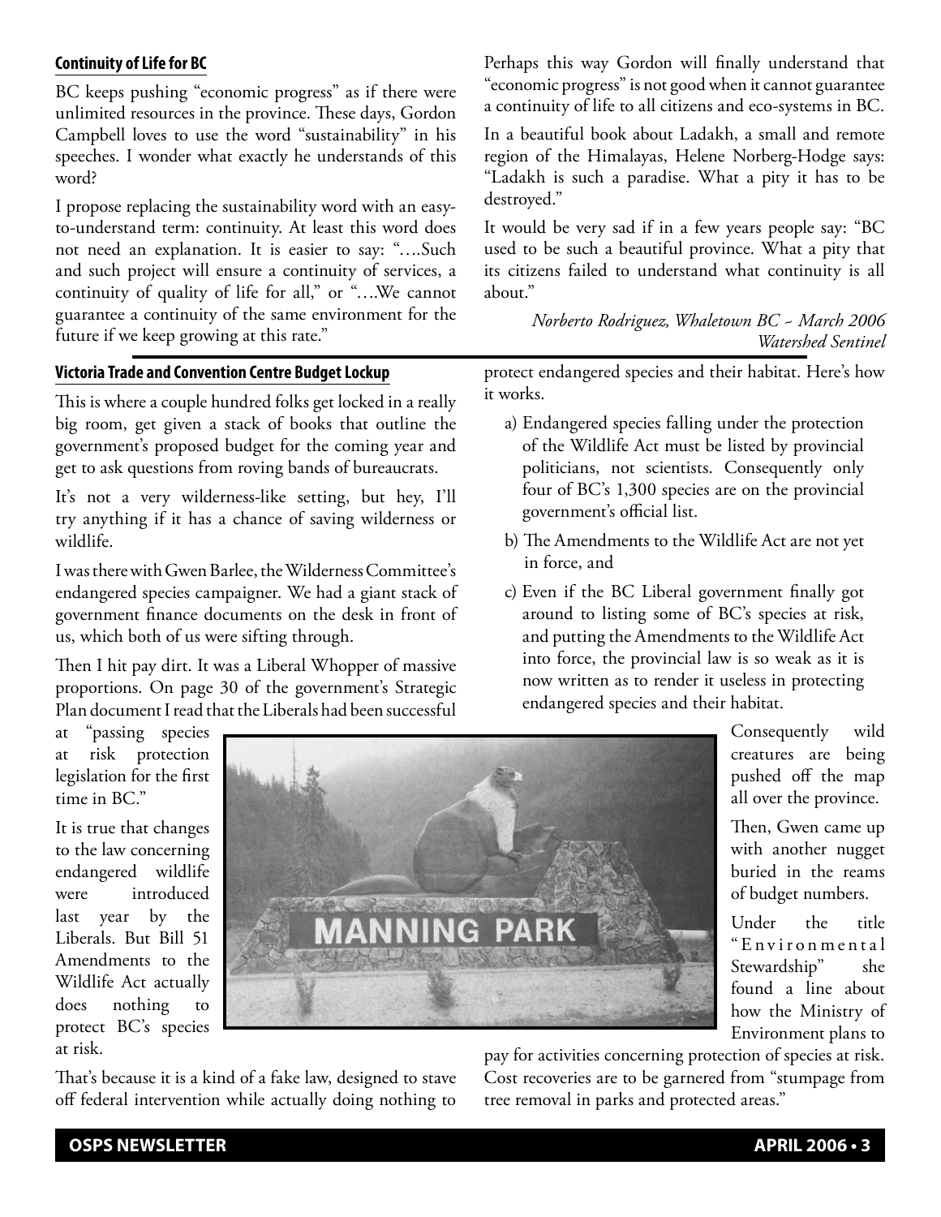## Continuity of Life for BC

BC keeps pushing "economic progress" as if there were unlimited resources in the province. These days, Gordon Campbell loves to use the word "sustainability" in his speeches. I wonder what exactly he understands of this word?

I propose replacing the sustainability word with an easy-to-understand term: continuity. At least this word does not need an explanation. It is easier to say: "….Such and such project will ensure a continuity of services, a continuity of quality of life for all," or "….We cannot guarantee a continuity of the same environment for the future if we keep growing at this rate."

Perhaps this way Gordon will finally understand that "economic progress" is not good when it cannot guarantee a continuity of life to all citizens and eco-systems in BC.

In a beautiful book about Ladakh, a small and remote region of the Himalayas, Helene Norberg-Hodge says: "Ladakh is such a paradise. What a pity it has to be destroyed."

It would be very sad if in a few years people say: "BC used to be such a beautiful province. What a pity that its citizens failed to understand what continuity is all about."

*Norberto Rodriguez, Whaletown BC ~ March 2006*
*Watershed Sentinel*

## Victoria Trade and Convention Centre Budget Lockup

This is where a couple hundred folks get locked in a really big room, get given a stack of books that outline the government's proposed budget for the coming year and get to ask questions from roving bands of bureaucrats.

It's not a very wilderness-like setting, but hey, I'll try anything if it has a chance of saving wilderness or wildlife.

I was there with Gwen Barlee, the Wilderness Committee's endangered species campaigner. We had a giant stack of government finance documents on the desk in front of us, which both of us were sifting through.

Then I hit pay dirt. It was a Liberal Whopper of massive proportions. On page 30 of the government's Strategic Plan document I read that the Liberals had been successful at "passing species at risk protection legislation for the first time in BC."

It is true that changes to the law concerning endangered wildlife were introduced last year by the Liberals. But Bill 51 Amendments to the Wildlife Act actually does nothing to protect BC's species at risk.

That's because it is a kind of a fake law, designed to stave off federal intervention while actually doing nothing to protect endangered species and their habitat. Here's how it works.

a) Endangered species falling under the protection of the Wildlife Act must be listed by provincial politicians, not scientists. Consequently only four of BC's 1,300 species are on the provincial government's official list.

b) The Amendments to the Wildlife Act are not yet in force, and

c) Even if the BC Liberal government finally got around to listing some of BC's species at risk, and putting the Amendments to the Wildlife Act into force, the provincial law is so weak as it is now written as to render it useless in protecting endangered species and their habitat.

Consequently wild creatures are being pushed off the map all over the province.

Then, Gwen came up with another nugget buried in the reams of budget numbers.

Under the title "Environmental Stewardship" she found a line about how the Ministry of Environment plans to pay for activities concerning protection of species at risk. Cost recoveries are to be garnered from "stumpage from tree removal in parks and protected areas."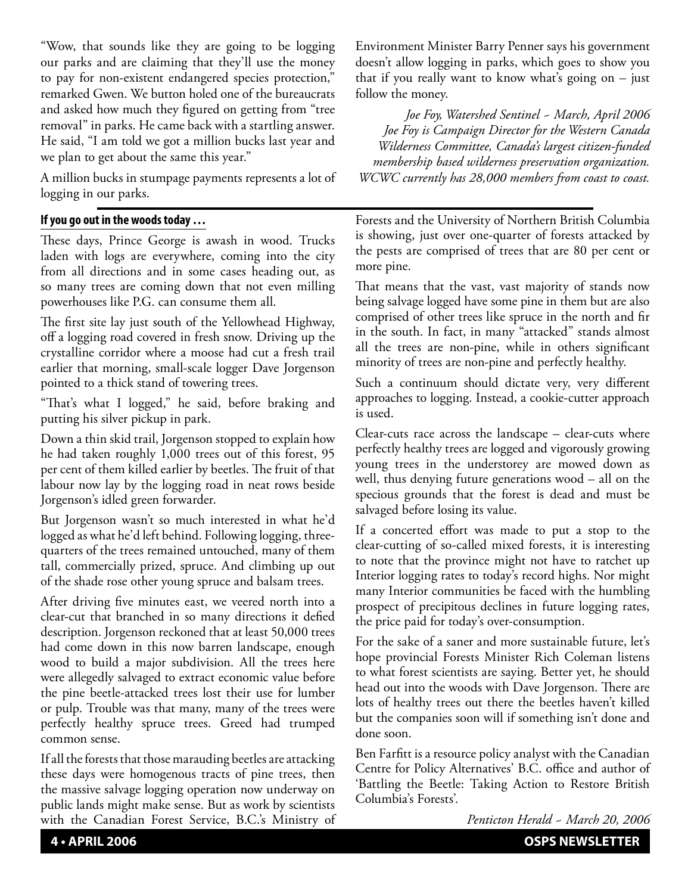"Wow, that sounds like they are going to be logging our parks and are claiming that they'll use the money to pay for non-existent endangered species protection," remarked Gwen. We button holed one of the bureaucrats and asked how much they figured on getting from "tree removal" in parks. He came back with a startling answer. He said, "I am told we got a million bucks last year and we plan to get about the same this year."

A million bucks in stumpage payments represents a lot of logging in our parks.

Environment Minister Barry Penner says his government doesn't allow logging in parks, which goes to show you that if you really want to know what's going on – just follow the money.

*Joe Foy, Watershed Sentinel ~ March, April 2006*
*Joe Foy is Campaign Director for the Western Canada Wilderness Committee, Canada's largest citizen-funded membership based wilderness preservation organization. WCWC currently has 28,000 members from coast to coast.*

## If you go out in the woods today …

These days, Prince George is awash in wood. Trucks laden with logs are everywhere, coming into the city from all directions and in some cases heading out, as so many trees are coming down that not even milling powerhouses like P.G. can consume them all.

The first site lay just south of the Yellowhead Highway, off a logging road covered in fresh snow. Driving up the crystalline corridor where a moose had cut a fresh trail earlier that morning, small-scale logger Dave Jorgenson pointed to a thick stand of towering trees.

"That's what I logged," he said, before braking and putting his silver pickup in park.

Down a thin skid trail, Jorgenson stopped to explain how he had taken roughly 1,000 trees out of this forest, 95 per cent of them killed earlier by beetles. The fruit of that labour now lay by the logging road in neat rows beside Jorgenson's idled green forwarder.

But Jorgenson wasn't so much interested in what he'd logged as what he'd left behind. Following logging, three-quarters of the trees remained untouched, many of them tall, commercially prized, spruce. And climbing up out of the shade rose other young spruce and balsam trees.

After driving five minutes east, we veered north into a clear-cut that branched in so many directions it defied description. Jorgenson reckoned that at least 50,000 trees had come down in this now barren landscape, enough wood to build a major subdivision. All the trees here were allegedly salvaged to extract economic value before the pine beetle-attacked trees lost their use for lumber or pulp. Trouble was that many, many of the trees were perfectly healthy spruce trees. Greed had trumped common sense.

If all the forests that those marauding beetles are attacking these days were homogenous tracts of pine trees, then the massive salvage logging operation now underway on public lands might make sense. But as work by scientists with the Canadian Forest Service, B.C.'s Ministry of Forests and the University of Northern British Columbia is showing, just over one-quarter of forests attacked by the pests are comprised of trees that are 80 per cent or more pine.

That means that the vast, vast majority of stands now being salvage logged have some pine in them but are also comprised of other trees like spruce in the north and fir in the south. In fact, in many "attacked" stands almost all the trees are non-pine, while in others significant minority of trees are non-pine and perfectly healthy.

Such a continuum should dictate very, very different approaches to logging. Instead, a cookie-cutter approach is used.

Clear-cuts race across the landscape – clear-cuts where perfectly healthy trees are logged and vigorously growing young trees in the understorey are mowed down as well, thus denying future generations wood – all on the specious grounds that the forest is dead and must be salvaged before losing its value.

If a concerted effort was made to put a stop to the clear-cutting of so-called mixed forests, it is interesting to note that the province might not have to ratchet up Interior logging rates to today's record highs. Nor might many Interior communities be faced with the humbling prospect of precipitous declines in future logging rates, the price paid for today's over-consumption.

For the sake of a saner and more sustainable future, let's hope provincial Forests Minister Rich Coleman listens to what forest scientists are saying. Better yet, he should head out into the woods with Dave Jorgenson. There are lots of healthy trees out there the beetles haven't killed but the companies soon will if something isn't done and done soon.

Ben Farfitt is a resource policy analyst with the Canadian Centre for Policy Alternatives' B.C. office and author of 'Battling the Beetle: Taking Action to Restore British Columbia's Forests'.

*Penticton Herald ~ March 20, 2006*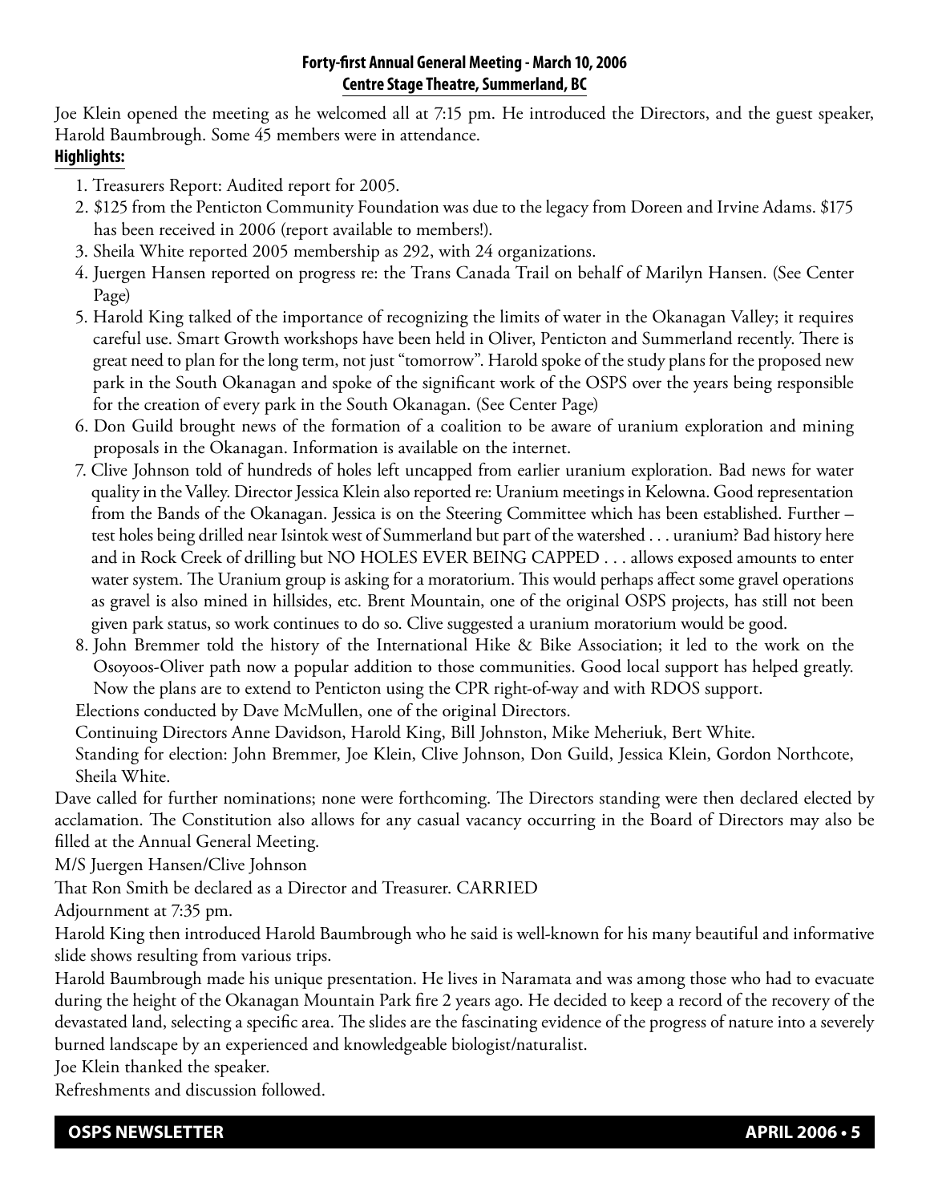**Forty-first Annual General Meeting - March 10, 2006**
**Centre Stage Theatre, Summerland, BC**

Joe Klein opened the meeting as he welcomed all at 7:15 pm. He introduced the Directors, and the guest speaker, Harold Baumbrough. Some 45 members were in attendance.

**Highlights:**

1. Treasurers Report: Audited report for 2005.
2. $125 from the Penticton Community Foundation was due to the legacy from Doreen and Irvine Adams. $175 has been received in 2006 (report available to members!).
3. Sheila White reported 2005 membership as 292, with 24 organizations.
4. Juergen Hansen reported on progress re: the Trans Canada Trail on behalf of Marilyn Hansen. (See Center Page)
5. Harold King talked of the importance of recognizing the limits of water in the Okanagan Valley; it requires careful use. Smart Growth workshops have been held in Oliver, Penticton and Summerland recently. There is great need to plan for the long term, not just "tomorrow". Harold spoke of the study plans for the proposed new park in the South Okanagan and spoke of the significant work of the OSPS over the years being responsible for the creation of every park in the South Okanagan. (See Center Page)
6. Don Guild brought news of the formation of a coalition to be aware of uranium exploration and mining proposals in the Okanagan. Information is available on the internet.
7. Clive Johnson told of hundreds of holes left uncapped from earlier uranium exploration. Bad news for water quality in the Valley. Director Jessica Klein also reported re: Uranium meetings in Kelowna. Good representation from the Bands of the Okanagan. Jessica is on the Steering Committee which has been established. Further – test holes being drilled near Isintok west of Summerland but part of the watershed . . . uranium? Bad history here and in Rock Creek of drilling but NO HOLES EVER BEING CAPPED . . . allows exposed amounts to enter water system. The Uranium group is asking for a moratorium. This would perhaps affect some gravel operations as gravel is also mined in hillsides, etc. Brent Mountain, one of the original OSPS projects, has still not been given park status, so work continues to do so. Clive suggested a uranium moratorium would be good.
8. John Bremmer told the history of the International Hike & Bike Association; it led to the work on the Osoyoos-Oliver path now a popular addition to those communities. Good local support has helped greatly. Now the plans are to extend to Penticton using the CPR right-of-way and with RDOS support.

Elections conducted by Dave McMullen, one of the original Directors.

Continuing Directors Anne Davidson, Harold King, Bill Johnston, Mike Meheriuk, Bert White.

Standing for election: John Bremmer, Joe Klein, Clive Johnson, Don Guild, Jessica Klein, Gordon Northcote, Sheila White.

Dave called for further nominations; none were forthcoming. The Directors standing were then declared elected by acclamation. The Constitution also allows for any casual vacancy occurring in the Board of Directors may also be filled at the Annual General Meeting.

M/S Juergen Hansen/Clive Johnson

That Ron Smith be declared as a Director and Treasurer. CARRIED

Adjournment at 7:35 pm.

Harold King then introduced Harold Baumbrough who he said is well-known for his many beautiful and informative slide shows resulting from various trips.

Harold Baumbrough made his unique presentation. He lives in Naramata and was among those who had to evacuate during the height of the Okanagan Mountain Park fire 2 years ago. He decided to keep a record of the recovery of the devastated land, selecting a specific area. The slides are the fascinating evidence of the progress of nature into a severely burned landscape by an experienced and knowledgeable biologist/naturalist.

Joe Klein thanked the speaker.

Refreshments and discussion followed.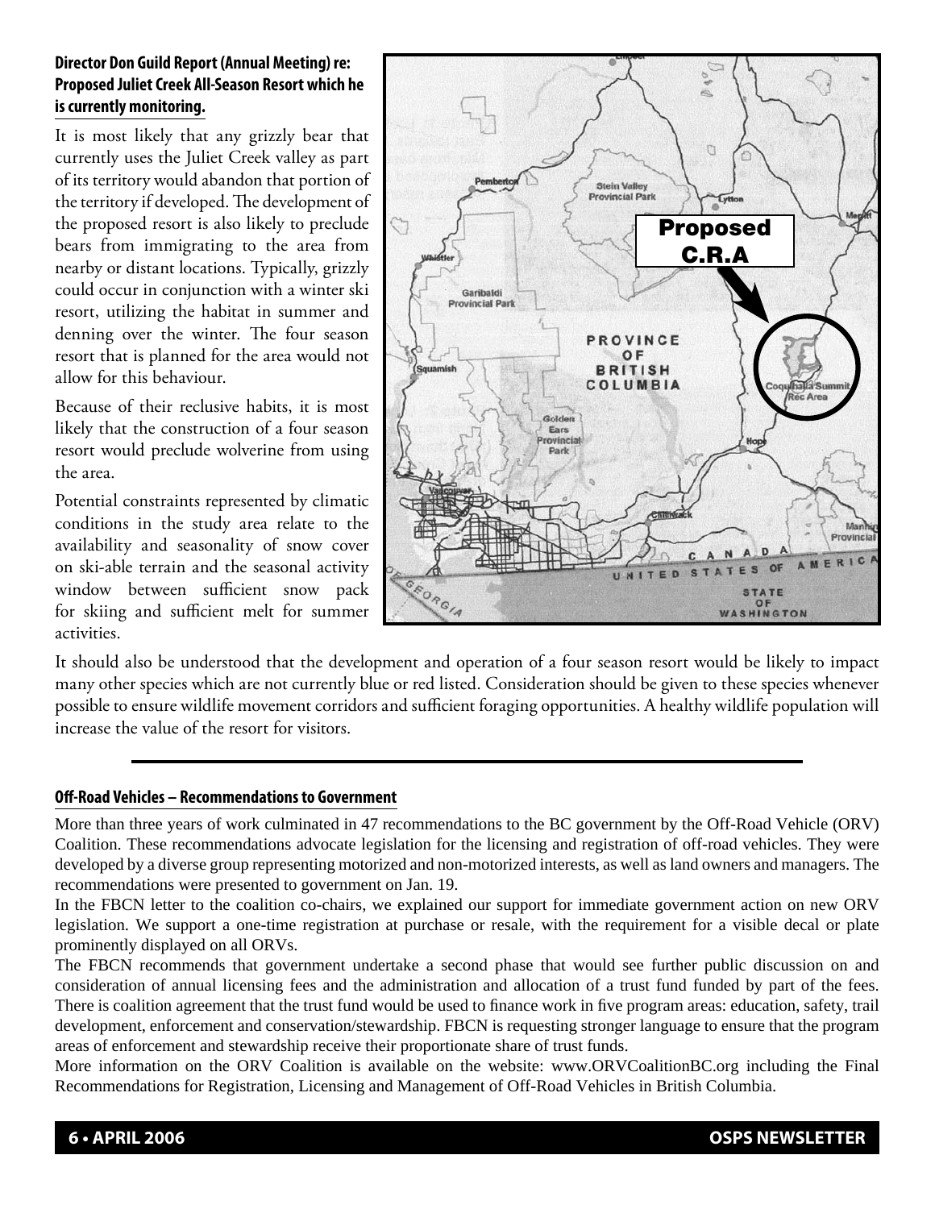**Director Don Guild Report (Annual Meeting) re: Proposed Juliet Creek All-Season Resort which he is currently monitoring.**

It is most likely that any grizzly bear that currently uses the Juliet Creek valley as part of its territory would abandon that portion of the territory if developed. The development of the proposed resort is also likely to preclude bears from immigrating to the area from nearby or distant locations. Typically, grizzly could occur in conjunction with a winter ski resort, utilizing the habitat in summer and denning over the winter. The four season resort that is planned for the area would not allow for this behaviour.

Because of their reclusive habits, it is most likely that the construction of a four season resort would preclude wolverine from using the area.

Potential constraints represented by climatic conditions in the study area relate to the availability and seasonality of snow cover on ski-able terrain and the seasonal activity window between sufficient snow pack for skiing and sufficient melt for summer activities.

It should also be understood that the development and operation of a four season resort would be likely to impact many other species which are not currently blue or red listed. Consideration should be given to these species whenever possible to ensure wildlife movement corridors and sufficient foraging opportunities. A healthy wildlife population will increase the value of the resort for visitors.

---

**Off-Road Vehicles – Recommendations to Government**

More than three years of work culminated in 47 recommendations to the BC government by the Off-Road Vehicle (ORV) Coalition. These recommendations advocate legislation for the licensing and registration of off-road vehicles. They were developed by a diverse group representing motorized and non-motorized interests, as well as land owners and managers. The recommendations were presented to government on Jan. 19.

In the FBCN letter to the coalition co-chairs, we explained our support for immediate government action on new ORV legislation. We support a one-time registration at purchase or resale, with the requirement for a visible decal or plate prominently displayed on all ORVs.

The FBCN recommends that government undertake a second phase that would see further public discussion on and consideration of annual licensing fees and the administration and allocation of a trust fund funded by part of the fees. There is coalition agreement that the trust fund would be used to finance work in five program areas: education, safety, trail development, enforcement and conservation/stewardship. FBCN is requesting stronger language to ensure that the program areas of enforcement and stewardship receive their proportionate share of trust funds.

More information on the ORV Coalition is available on the website: www.ORVCoalitionBC.org including the Final Recommendations for Registration, Licensing and Management of Off-Road Vehicles in British Columbia.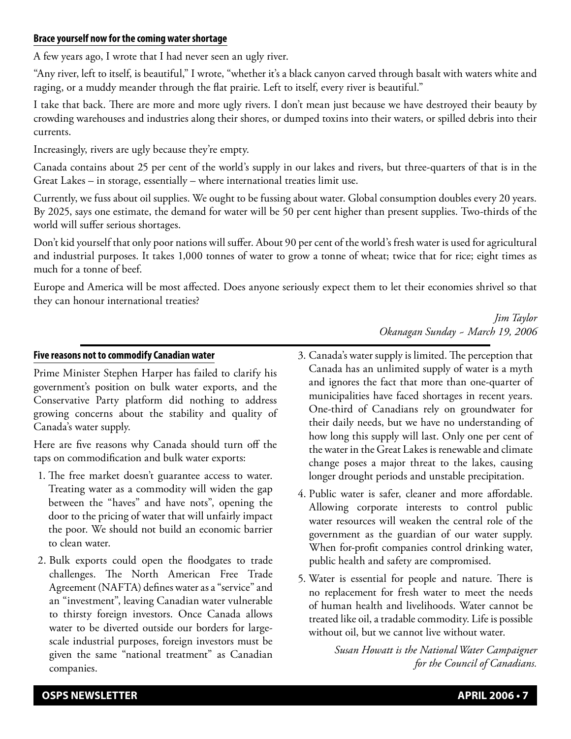## Brace yourself now for the coming water shortage

A few years ago, I wrote that I had never seen an ugly river.

"Any river, left to itself, is beautiful," I wrote, "whether it's a black canyon carved through basalt with waters white and raging, or a muddy meander through the flat prairie. Left to itself, every river is beautiful."

I take that back. There are more and more ugly rivers. I don't mean just because we have destroyed their beauty by crowding warehouses and industries along their shores, or dumped toxins into their waters, or spilled debris into their currents.

Increasingly, rivers are ugly because they're empty.

Canada contains about 25 per cent of the world's supply in our lakes and rivers, but three-quarters of that is in the Great Lakes – in storage, essentially – where international treaties limit use.

Currently, we fuss about oil supplies. We ought to be fussing about water. Global consumption doubles every 20 years. By 2025, says one estimate, the demand for water will be 50 per cent higher than present supplies. Two-thirds of the world will suffer serious shortages.

Don't kid yourself that only poor nations will suffer. About 90 per cent of the world's fresh water is used for agricultural and industrial purposes. It takes 1,000 tonnes of water to grow a tonne of wheat; twice that for rice; eight times as much for a tonne of beef.

Europe and America will be most affected. Does anyone seriously expect them to let their economies shrivel so that they can honour international treaties?

*Jim Taylor*
*Okanagan Sunday ~ March 19, 2006*

## Five reasons not to commodify Canadian water

Prime Minister Stephen Harper has failed to clarify his government's position on bulk water exports, and the Conservative Party platform did nothing to address growing concerns about the stability and quality of Canada's water supply.

Here are five reasons why Canada should turn off the taps on commodification and bulk water exports:

1. The free market doesn't guarantee access to water. Treating water as a commodity will widen the gap between the "haves" and have nots", opening the door to the pricing of water that will unfairly impact the poor. We should not build an economic barrier to clean water.
2. Bulk exports could open the floodgates to trade challenges. The North American Free Trade Agreement (NAFTA) defines water as a "service" and an "investment", leaving Canadian water vulnerable to thirsty foreign investors. Once Canada allows water to be diverted outside our borders for large-scale industrial purposes, foreign investors must be given the same "national treatment" as Canadian companies.
3. Canada's water supply is limited. The perception that Canada has an unlimited supply of water is a myth and ignores the fact that more than one-quarter of municipalities have faced shortages in recent years. One-third of Canadians rely on groundwater for their daily needs, but we have no understanding of how long this supply will last. Only one per cent of the water in the Great Lakes is renewable and climate change poses a major threat to the lakes, causing longer drought periods and unstable precipitation.
4. Public water is safer, cleaner and more affordable. Allowing corporate interests to control public water resources will weaken the central role of the government as the guardian of our water supply. When for-profit companies control drinking water, public health and safety are compromised.
5. Water is essential for people and nature. There is no replacement for fresh water to meet the needs of human health and livelihoods. Water cannot be treated like oil, a tradable commodity. Life is possible without oil, but we cannot live without water.

*Susan Howatt is the National Water Campaigner for the Council of Canadians.*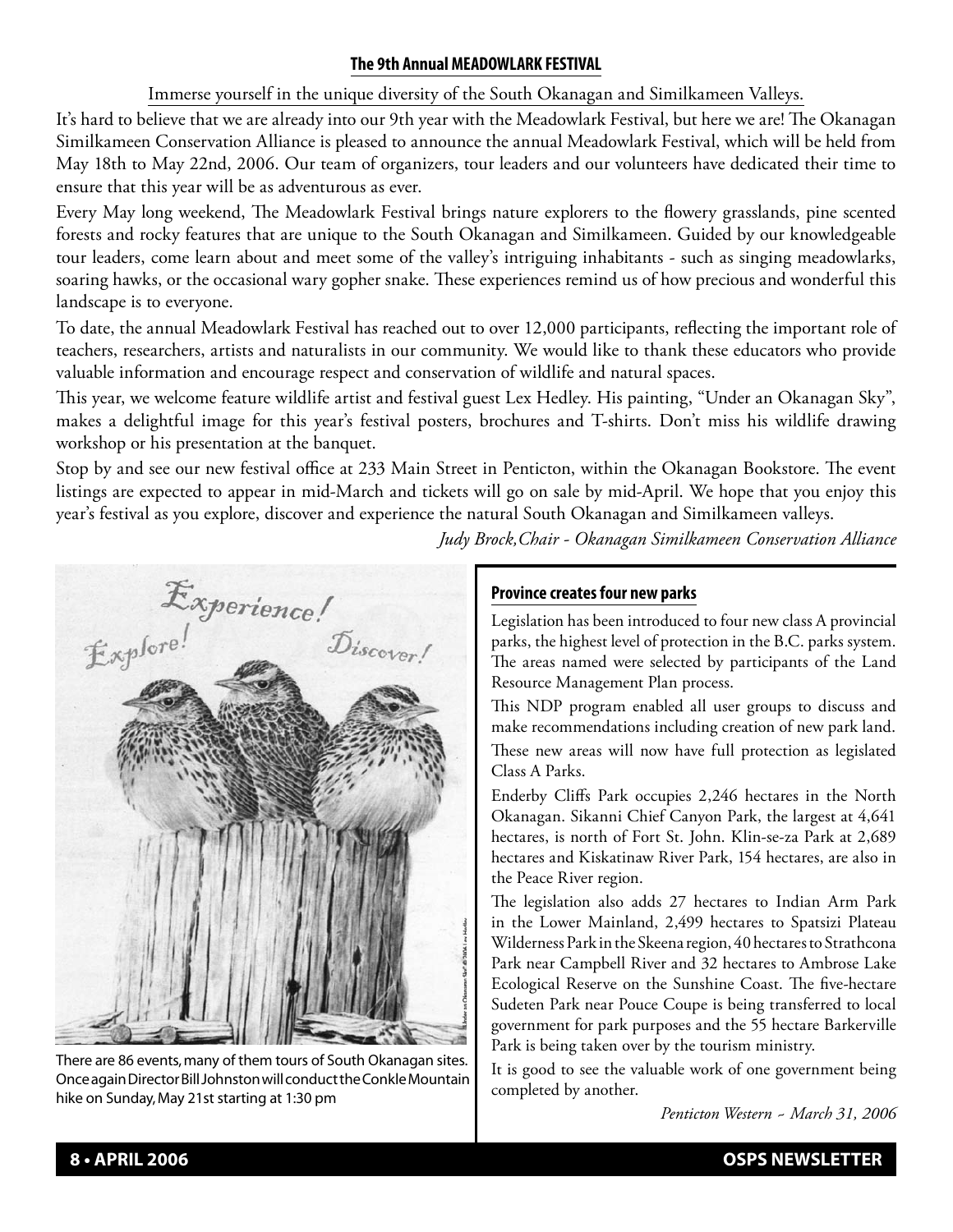## The 9th Annual MEADOWLARK FESTIVAL

Immerse yourself in the unique diversity of the South Okanagan and Similkameen Valleys.

It's hard to believe that we are already into our 9th year with the Meadowlark Festival, but here we are! The Okanagan Similkameen Conservation Alliance is pleased to announce the annual Meadowlark Festival, which will be held from May 18th to May 22nd, 2006. Our team of organizers, tour leaders and our volunteers have dedicated their time to ensure that this year will be as adventurous as ever.

Every May long weekend, The Meadowlark Festival brings nature explorers to the flowery grasslands, pine scented forests and rocky features that are unique to the South Okanagan and Similkameen. Guided by our knowledgeable tour leaders, come learn about and meet some of the valley's intriguing inhabitants - such as singing meadowlarks, soaring hawks, or the occasional wary gopher snake. These experiences remind us of how precious and wonderful this landscape is to everyone.

To date, the annual Meadowlark Festival has reached out to over 12,000 participants, reflecting the important role of teachers, researchers, artists and naturalists in our community. We would like to thank these educators who provide valuable information and encourage respect and conservation of wildlife and natural spaces.

This year, we welcome feature wildlife artist and festival guest Lex Hedley. His painting, "Under an Okanagan Sky", makes a delightful image for this year's festival posters, brochures and T-shirts. Don't miss his wildlife drawing workshop or his presentation at the banquet.

Stop by and see our new festival office at 233 Main Street in Penticton, within the Okanagan Bookstore. The event listings are expected to appear in mid-March and tickets will go on sale by mid-April. We hope that you enjoy this year's festival as you explore, discover and experience the natural South Okanagan and Similkameen valleys.

*Judy Brock, Chair - Okanagan Similkameen Conservation Alliance*

There are 86 events, many of them tours of South Okanagan sites. Once again Director Bill Johnston will conduct the Conkle Mountain hike on Sunday, May 21st starting at 1:30 pm

### Province creates four new parks

Legislation has been introduced to four new class A provincial parks, the highest level of protection in the B.C. parks system. The areas named were selected by participants of the Land Resource Management Plan process.

This NDP program enabled all user groups to discuss and make recommendations including creation of new park land.

These new areas will now have full protection as legislated Class A Parks.

Enderby Cliffs Park occupies 2,246 hectares in the North Okanagan. Sikanni Chief Canyon Park, the largest at 4,641 hectares, is north of Fort St. John. Klin-se-za Park at 2,689 hectares and Kiskatinaw River Park, 154 hectares, are also in the Peace River region.

The legislation also adds 27 hectares to Indian Arm Park in the Lower Mainland, 2,499 hectares to Spatsizi Plateau Wilderness Park in the Skeena region, 40 hectares to Strathcona Park near Campbell River and 32 hectares to Ambrose Lake Ecological Reserve on the Sunshine Coast. The five-hectare Sudeten Park near Pouce Coupe is being transferred to local government for park purposes and the 55 hectare Barkerville Park is being taken over by the tourism ministry.

It is good to see the valuable work of one government being completed by another.

*Penticton Western ~ March 31, 2006*